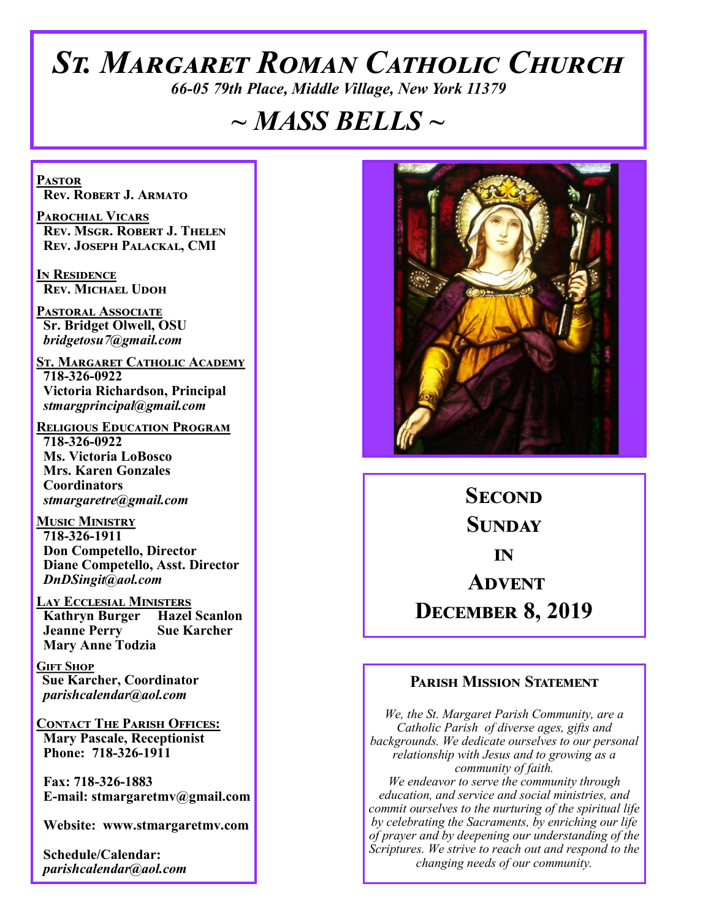# St. Margaret Roman Catholic Church

*66-05 79th Place, Middle Village, New York 11379*

## ~ MASS BELLS ~

**Pastor**
Rev. Robert J. Armato

**Parochial Vicars**
Rev. Msgr. Robert J. Thelen
Rev. Joseph Palackal, CMI

**In Residence**
Rev. Michael Udoh

**Pastoral Associate**
Sr. Bridget Olwell, OSU
*bridgetosu7@gmail.com*

**St. Margaret Catholic Academy**
718-326-0922
Victoria Richardson, Principal
*stmargprincipal@gmail.com*

**Religious Education Program**
718-326-0922
Ms. Victoria LoBosco
Mrs. Karen Gonzales
Coordinators
*stmargaretre@gmail.com*

**Music Ministry**
718-326-1911
Don Competello, Director
Diane Competello, Asst. Director
*DnDSingit@aol.com*

**Lay Ecclesial Ministers**
Kathryn Burger
Hazel Scanlon
Jeanne Perry
Sue Karcher
Mary Anne Todzia

**Gift Shop**
Sue Karcher, Coordinator
*parishcalendar@aol.com*

**Contact The Parish Offices:**
Mary Pascale, Receptionist
Phone: 718-326-1911

Fax: 718-326-1883
E-mail: stmargaretmv@gmail.com

Website: www.stmargaretmv.com

Schedule/Calendar:
*parishcalendar@aol.com*

## Second Sunday in Advent
## December 8, 2019

### Parish Mission Statement

*We, the St. Margaret Parish Community, are a Catholic Parish of diverse ages, gifts and backgrounds. We dedicate ourselves to our personal relationship with Jesus and to growing as a community of faith.*
*We endeavor to serve the community through education, and service and social ministries, and commit ourselves to the nurturing of the spiritual life by celebrating the Sacraments, by enriching our life of prayer and by deepening our understanding of the Scriptures. We strive to reach out and respond to the changing needs of our community.*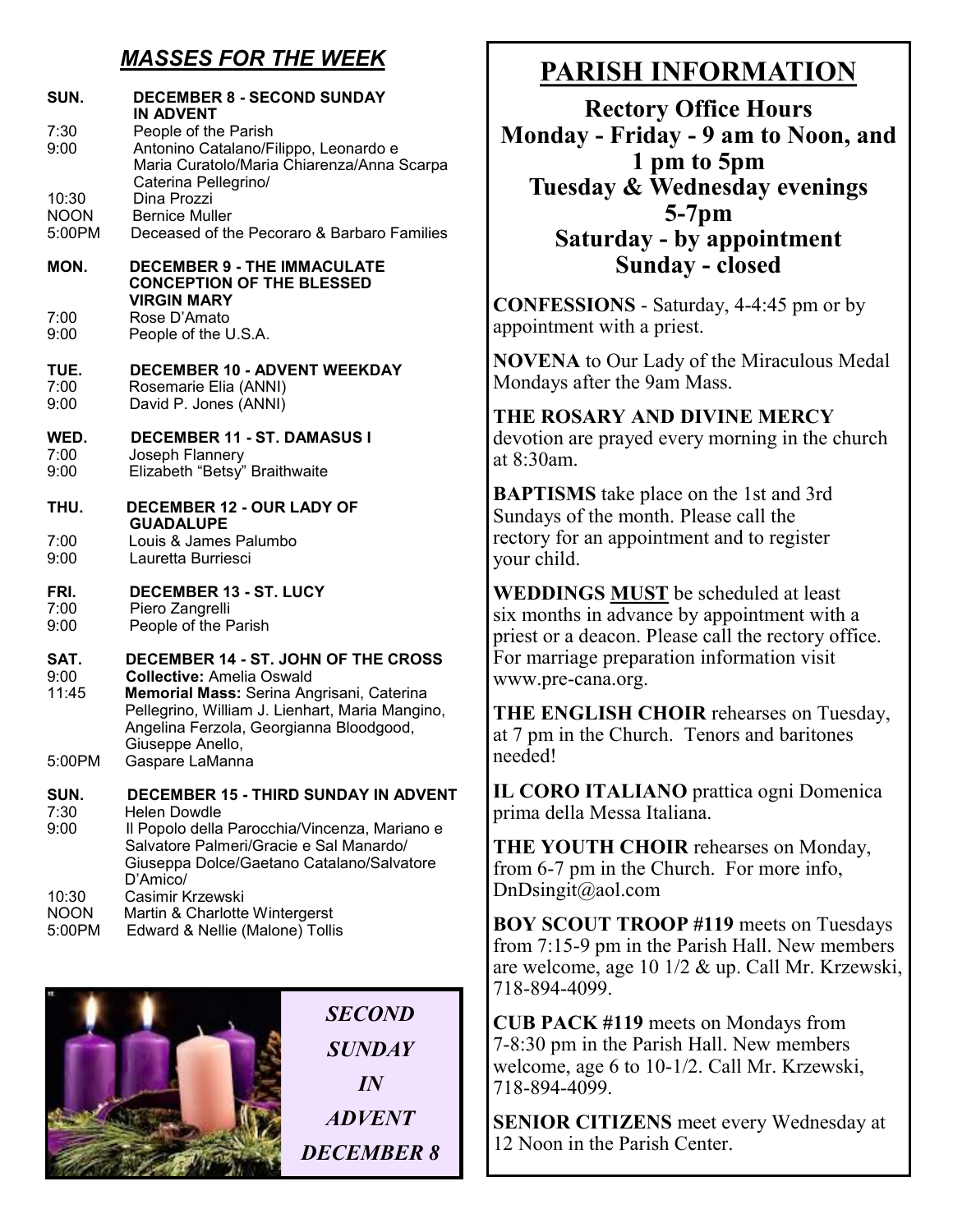## *MASSES FOR THE WEEK*

**SUN. DECEMBER 8 - SECOND SUNDAY IN ADVENT**

- 7:30 People of the Parish
- 9:00 Antonino Catalano/Filippo, Leonardo e Maria Curatolo/Maria Chiarenza/Anna Scarpa Caterina Pellegrino/
- 10:30 Dina Prozzi
- NOON Bernice Muller
- 5:00PM Deceased of the Pecoraro & Barbaro Families

**MON. DECEMBER 9 - THE IMMACULATE CONCEPTION OF THE BLESSED VIRGIN MARY**

- 7:00 Rose D'Amato
- 9:00 People of the U.S.A.

**TUE. DECEMBER 10 - ADVENT WEEKDAY**

- 7:00 Rosemarie Elia (ANNI)
- 9:00 David P. Jones (ANNI)

**WED. DECEMBER 11 - ST. DAMASUS I**

- 7:00 Joseph Flannery
- 9:00 Elizabeth "Betsy" Braithwaite

**THU. DECEMBER 12 - OUR LADY OF GUADALUPE**

- 7:00 Louis & James Palumbo
- 9:00 Lauretta Burriesci

**FRI. DECEMBER 13 - ST. LUCY**

- 7:00 Piero Zangrelli
- 9:00 People of the Parish

**SAT. DECEMBER 14 - ST. JOHN OF THE CROSS**

- 9:00 **Collective:** Amelia Oswald
- 11:45 **Memorial Mass:** Serina Angrisani, Caterina Pellegrino, William J. Lienhart, Maria Mangino, Angelina Ferzola, Georgianna Bloodgood, Giuseppe Anello,
- 5:00PM Gaspare LaManna

**SUN. DECEMBER 15 - THIRD SUNDAY IN ADVENT**

- 7:30 Helen Dowdle
- 9:00 Il Popolo della Parocchia/Vincenza, Mariano e Salvatore Palmeri/Gracie e Sal Manardo/ Giuseppa Dolce/Gaetano Catalano/Salvatore D'Amico/
- 10:30 Casimir Krzewski
- NOON Martin & Charlotte Wintergerst
- 5:00PM Edward & Nellie (Malone) Tollis

*SECOND SUNDAY IN ADVENT DECEMBER 8*

# PARISH INFORMATION

**Rectory Office Hours**
**Monday - Friday - 9 am to Noon, and 1 pm to 5pm**
**Tuesday & Wednesday evenings 5-7pm**
**Saturday - by appointment**
**Sunday - closed**

**CONFESSIONS** - Saturday, 4-4:45 pm or by appointment with a priest.

**NOVENA** to Our Lady of the Miraculous Medal Mondays after the 9am Mass.

**THE ROSARY AND DIVINE MERCY** devotion are prayed every morning in the church at 8:30am.

**BAPTISMS** take place on the 1st and 3rd Sundays of the month. Please call the rectory for an appointment and to register your child.

**WEDDINGS <u>MUST</u>** be scheduled at least six months in advance by appointment with a priest or a deacon. Please call the rectory office. For marriage preparation information visit www.pre-cana.org.

**THE ENGLISH CHOIR** rehearses on Tuesday, at 7 pm in the Church. Tenors and baritones needed!

**IL CORO ITALIANO** prattica ogni Domenica prima della Messa Italiana.

**THE YOUTH CHOIR** rehearses on Monday, from 6-7 pm in the Church. For more info, DnDsingit@aol.com

**BOY SCOUT TROOP #119** meets on Tuesdays from 7:15-9 pm in the Parish Hall. New members are welcome, age 10 1/2 & up. Call Mr. Krzewski, 718-894-4099.

**CUB PACK #119** meets on Mondays from 7-8:30 pm in the Parish Hall. New members welcome, age 6 to 10-1/2. Call Mr. Krzewski, 718-894-4099.

**SENIOR CITIZENS** meet every Wednesday at 12 Noon in the Parish Center.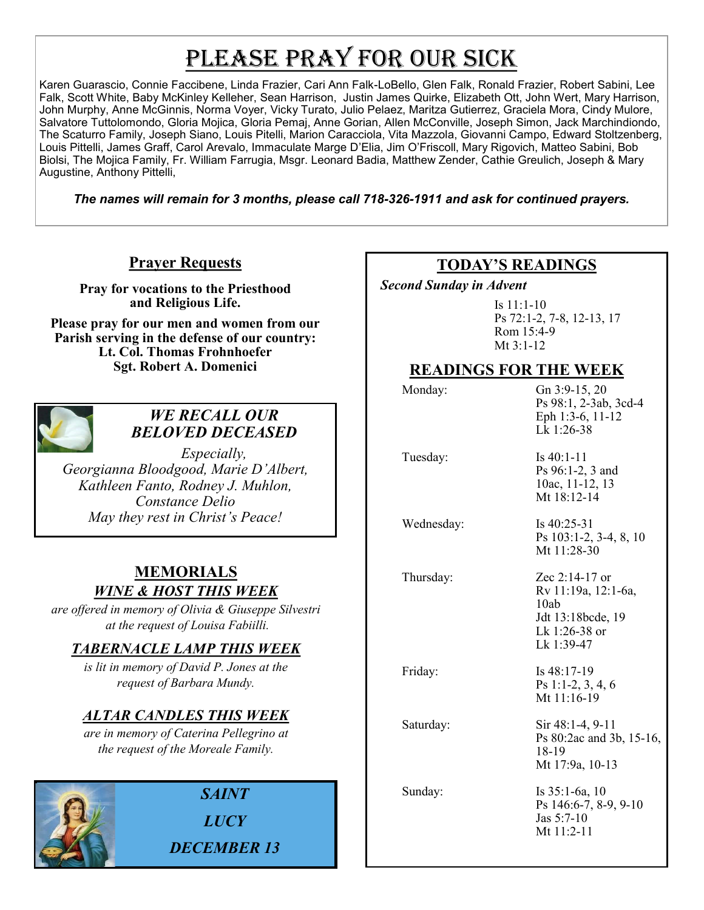# Please Pray for Our Sick

Karen Guarascio, Connie Faccibene, Linda Frazier, Cari Ann Falk-LoBello, Glen Falk, Ronald Frazier, Robert Sabini, Lee Falk, Scott White, Baby McKinley Kelleher, Sean Harrison, Justin James Quirke, Elizabeth Ott, John Wert, Mary Harrison, John Murphy, Anne McGinnis, Norma Voyer, Vicky Turato, Julio Pelaez, Maritza Gutierrez, Graciela Mora, Cindy Mulore, Salvatore Tuttolomondo, Gloria Mojica, Gloria Pemaj, Anne Gorian, Allen McConville, Joseph Simon, Jack Marchindiondo, The Scaturro Family, Joseph Siano, Louis Pitelli, Marion Caracciola, Vita Mazzola, Giovanni Campo, Edward Stoltzenberg, Louis Pittelli, James Graff, Carol Arevalo, Immaculate Marge D'Elia, Jim O'Friscoll, Mary Rigovich, Matteo Sabini, Bob Biolsi, The Mojica Family, Fr. William Farrugia, Msgr. Leonard Badia, Matthew Zender, Cathie Greulich, Joseph & Mary Augustine, Anthony Pittelli,

***The names will remain for 3 months, please call 718-326-1911 and ask for continued prayers.***

## Prayer Requests

**Pray for vocations to the Priesthood and Religious Life.**

**Please pray for our men and women from our Parish serving in the defense of our country:**
**Lt. Col. Thomas Frohnhoefer**
**Sgt. Robert A. Domenici**

## *WE RECALL OUR BELOVED DECEASED*

*Especially,*
*Georgianna Bloodgood, Marie D'Albert, Kathleen Fanto, Rodney J. Muhlon, Constance Delio*
*May they rest in Christ's Peace!*

## MEMORIALS

### *WINE & HOST THIS WEEK*

*are offered in memory of Olivia & Giuseppe Silvestri at the request of Louisa Fabiilli.*

### *TABERNACLE LAMP THIS WEEK*

*is lit in memory of David P. Jones at the request of Barbara Mundy.*

### *ALTAR CANDLES THIS WEEK*

*are in memory of Caterina Pellegrino at the request of the Moreale Family.*

### *SAINT LUCY DECEMBER 13*

## TODAY'S READINGS

***Second Sunday in Advent***

Is 11:1-10
Ps 72:1-2, 7-8, 12-13, 17
Rom 15:4-9
Mt 3:1-12

## READINGS FOR THE WEEK

| | |
|---|---|
| Monday: | Gn 3:9-15, 20<br>Ps 98:1, 2-3ab, 3cd-4<br>Eph 1:3-6, 11-12<br>Lk 1:26-38 |
| Tuesday: | Is 40:1-11<br>Ps 96:1-2, 3 and 10ac, 11-12, 13<br>Mt 18:12-14 |
| Wednesday: | Is 40:25-31<br>Ps 103:1-2, 3-4, 8, 10<br>Mt 11:28-30 |
| Thursday: | Zec 2:14-17 or<br>Rv 11:19a, 12:1-6a, 10ab<br>Jdt 13:18bcde, 19<br>Lk 1:26-38 or<br>Lk 1:39-47 |
| Friday: | Is 48:17-19<br>Ps 1:1-2, 3, 4, 6<br>Mt 11:16-19 |
| Saturday: | Sir 48:1-4, 9-11<br>Ps 80:2ac and 3b, 15-16, 18-19<br>Mt 17:9a, 10-13 |
| Sunday: | Is 35:1-6a, 10<br>Ps 146:6-7, 8-9, 9-10<br>Jas 5:7-10<br>Mt 11:2-11 |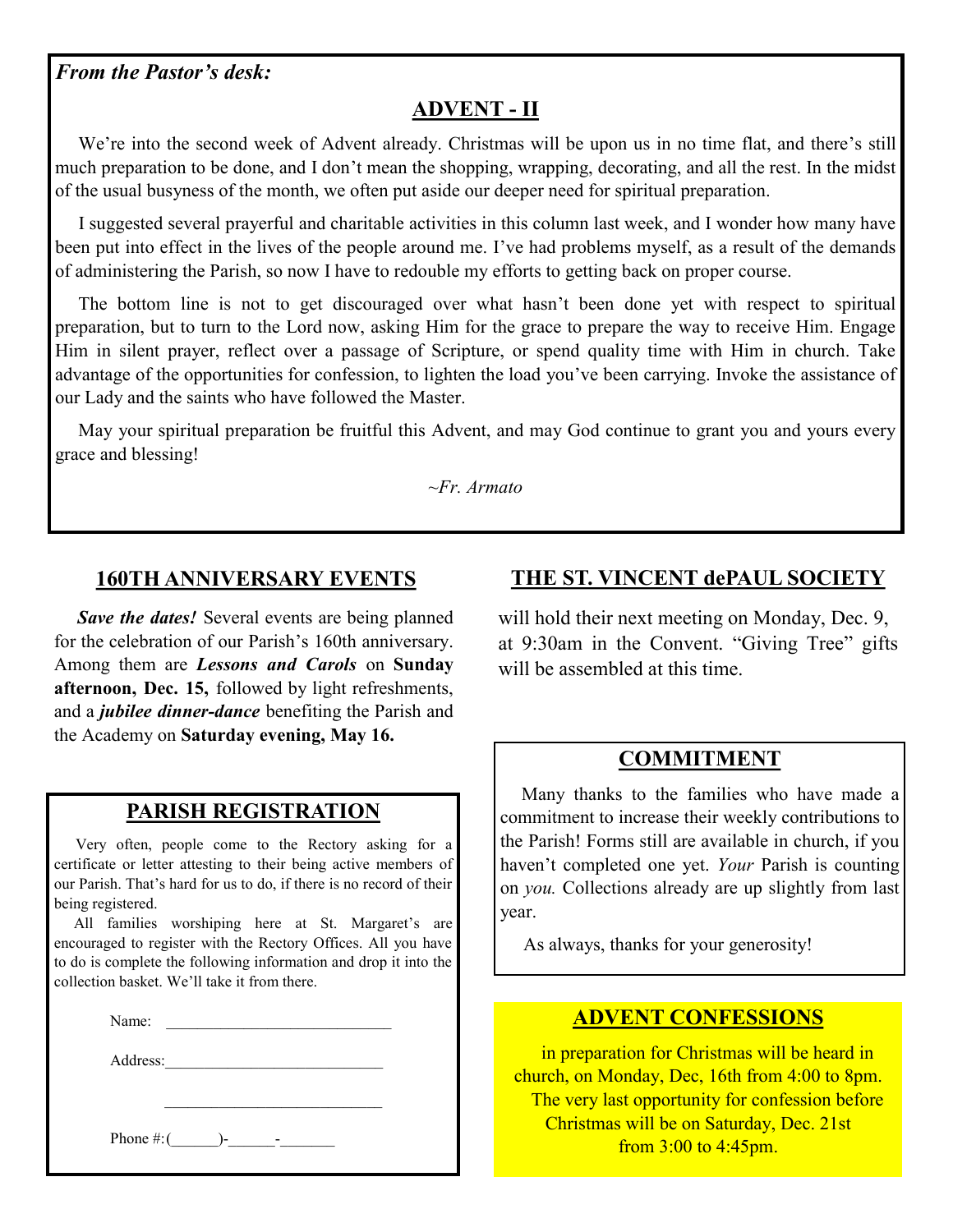*From the Pastor's desk:*

## ADVENT - II

We're into the second week of Advent already. Christmas will be upon us in no time flat, and there's still much preparation to be done, and I don't mean the shopping, wrapping, decorating, and all the rest. In the midst of the usual busyness of the month, we often put aside our deeper need for spiritual preparation.

I suggested several prayerful and charitable activities in this column last week, and I wonder how many have been put into effect in the lives of the people around me. I've had problems myself, as a result of the demands of administering the Parish, so now I have to redouble my efforts to getting back on proper course.

The bottom line is not to get discouraged over what hasn't been done yet with respect to spiritual preparation, but to turn to the Lord now, asking Him for the grace to prepare the way to receive Him. Engage Him in silent prayer, reflect over a passage of Scripture, or spend quality time with Him in church. Take advantage of the opportunities for confession, to lighten the load you've been carrying. Invoke the assistance of our Lady and the saints who have followed the Master.

May your spiritual preparation be fruitful this Advent, and may God continue to grant you and yours every grace and blessing!

*~Fr. Armato*

## 160TH ANNIVERSARY EVENTS

***Save the dates!*** Several events are being planned for the celebration of our Parish's 160th anniversary. Among them are ***Lessons and Carols*** on **Sunday afternoon, Dec. 15,** followed by light refreshments, and a ***jubilee dinner-dance*** benefiting the Parish and the Academy on **Saturday evening, May 16.**

## PARISH REGISTRATION

Very often, people come to the Rectory asking for a certificate or letter attesting to their being active members of our Parish. That's hard for us to do, if there is no record of their being registered.

All families worshiping here at St. Margaret's are encouraged to register with the Rectory Offices. All you have to do is complete the following information and drop it into the collection basket. We'll take it from there.

Name: ______________________________

Address:_____________________________

______________________________

Phone #:(______)-______-_______

## THE ST. VINCENT dePAUL SOCIETY

will hold their next meeting on Monday, Dec. 9, at 9:30am in the Convent. "Giving Tree" gifts will be assembled at this time.

## COMMITMENT

Many thanks to the families who have made a commitment to increase their weekly contributions to the Parish! Forms still are available in church, if you haven't completed one yet. *Your* Parish is counting on *you.* Collections already are up slightly from last year.

As always, thanks for your generosity!

## ADVENT CONFESSIONS

in preparation for Christmas will be heard in church, on Monday, Dec, 16th from 4:00 to 8pm. The very last opportunity for confession before Christmas will be on Saturday, Dec. 21st from 3:00 to 4:45pm.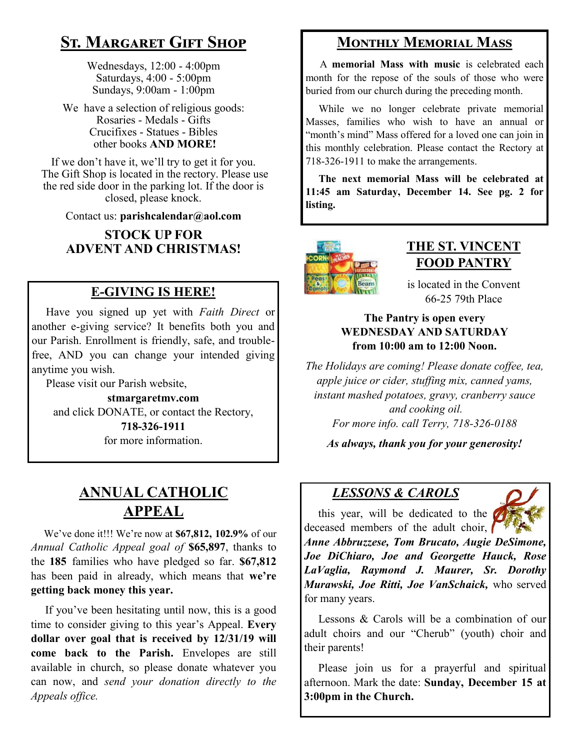## St. Margaret Gift Shop

Wednesdays, 12:00 - 4:00pm
Saturdays, 4:00 - 5:00pm
Sundays, 9:00am - 1:00pm

We have a selection of religious goods:
Rosaries - Medals - Gifts
Crucifixes - Statues - Bibles
other books **AND MORE!**

If we don't have it, we'll try to get it for you. The Gift Shop is located in the rectory. Please use the red side door in the parking lot. If the door is closed, please knock.

Contact us: **parishcalendar@aol.com**

**STOCK UP FOR ADVENT AND CHRISTMAS!**

## E-GIVING IS HERE!

Have you signed up yet with *Faith Direct* or another e-giving service? It benefits both you and our Parish. Enrollment is friendly, safe, and trouble-free, AND you can change your intended giving anytime you wish.

Please visit our Parish website,
**stmargaretmv.com**
and click DONATE, or contact the Rectory,
**718-326-1911**
for more information.

## ANNUAL CATHOLIC APPEAL

We've done it!!! We're now at **$67,812, 102.9%** of our *Annual Catholic Appeal goal of* **$65,897**, thanks to the **185** families who have pledged so far. **$67,812** has been paid in already, which means that **we're getting back money this year.**

If you've been hesitating until now, this is a good time to consider giving to this year's Appeal. **Every dollar over goal that is received by 12/31/19 will come back to the Parish.** Envelopes are still available in church, so please donate whatever you can now, and *send your donation directly to the Appeals office.*

## Monthly Memorial Mass

A **memorial Mass with music** is celebrated each month for the repose of the souls of those who were buried from our church during the preceding month.

While we no longer celebrate private memorial Masses, families who wish to have an annual or "month's mind" Mass offered for a loved one can join in this monthly celebration. Please contact the Rectory at 718-326-1911 to make the arrangements.

**The next memorial Mass will be celebrated at 11:45 am Saturday, December 14. See pg. 2 for listing.**

## THE ST. VINCENT FOOD PANTRY

is located in the Convent
66-25 79th Place

**The Pantry is open every WEDNESDAY AND SATURDAY from 10:00 am to 12:00 Noon.**

*The Holidays are coming! Please donate coffee, tea, apple juice or cider, stuffing mix, canned yams, instant mashed potatoes, gravy, cranberry sauce and cooking oil.*
*For more info. call Terry, 718-326-0188*

***As always, thank you for your generosity!***

## *LESSONS & CAROLS*

this year, will be dedicated to the deceased members of the adult choir, ***Anne Abbruzzese, Tom Brucato, Augie DeSimone, Joe DiChiaro, Joe and Georgette Hauck, Rose LaVaglia, Raymond J. Maurer, Sr. Dorothy Murawski, Joe Ritti, Joe VanSchaick,*** who served for many years.

Lessons & Carols will be a combination of our adult choirs and our "Cherub" (youth) choir and their parents!

Please join us for a prayerful and spiritual afternoon. Mark the date: **Sunday, December 15 at 3:00pm in the Church.**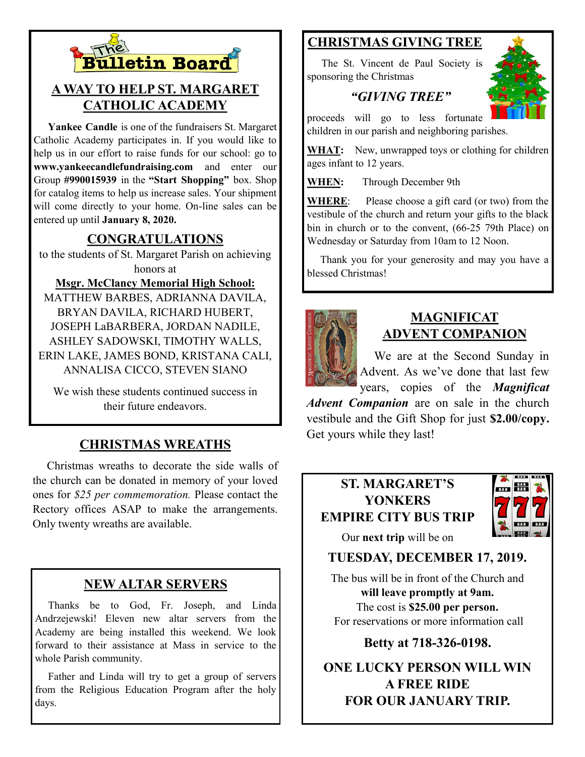# The Bulletin Board

## A WAY TO HELP ST. MARGARET CATHOLIC ACADEMY

**Yankee Candle** is one of the fundraisers St. Margaret Catholic Academy participates in. If you would like to help us in our effort to raise funds for our school: go to **www.yankeecandlefundraising.com** and enter our Group **#990015939** in the **"Start Shopping"** box. Shop for catalog items to help us increase sales. Your shipment will come directly to your home. On-line sales can be entered up until **January 8, 2020.**

## CONGRATULATIONS

to the students of St. Margaret Parish on achieving honors at

**Msgr. McClancy Memorial High School:**

MATTHEW BARBES, ADRIANNA DAVILA, BRYAN DAVILA, RICHARD HUBERT, JOSEPH LaBARBERA, JORDAN NADILE, ASHLEY SADOWSKI, TIMOTHY WALLS, ERIN LAKE, JAMES BOND, KRISTANA CALI, ANNALISA CICCO, STEVEN SIANO

We wish these students continued success in their future endeavors.

## CHRISTMAS WREATHS

Christmas wreaths to decorate the side walls of the church can be donated in memory of your loved ones for *$25 per commemoration.* Please contact the Rectory offices ASAP to make the arrangements. Only twenty wreaths are available.

## NEW ALTAR SERVERS

Thanks be to God, Fr. Joseph, and Linda Andrzejewski! Eleven new altar servers from the Academy are being installed this weekend. We look forward to their assistance at Mass in service to the whole Parish community.

Father and Linda will try to get a group of servers from the Religious Education Program after the holy days.

## CHRISTMAS GIVING TREE

The St. Vincent de Paul Society is sponsoring the Christmas

***"GIVING TREE"***

proceeds will go to less fortunate children in our parish and neighboring parishes.

**WHAT:** New, unwrapped toys or clothing for children ages infant to 12 years.

**WHEN:** Through December 9th

**WHERE**: Please choose a gift card (or two) from the vestibule of the church and return your gifts to the black bin in church or to the convent, (66-25 79th Place) on Wednesday or Saturday from 10am to 12 Noon.

Thank you for your generosity and may you have a blessed Christmas!

## MAGNIFICAT ADVENT COMPANION

We are at the Second Sunday in Advent. As we've done that last few years, copies of the ***Magnificat Advent Companion*** are on sale in the church vestibule and the Gift Shop for just **$2.00/copy.** Get yours while they last!

## ST. MARGARET'S YONKERS EMPIRE CITY BUS TRIP

Our **next trip** will be on

**TUESDAY, DECEMBER 17, 2019.**

The bus will be in front of the Church and **will leave promptly at 9am.**
The cost is **$25.00 per person.**
For reservations or more information call

**Betty at 718-326-0198.**

**ONE LUCKY PERSON WILL WIN A FREE RIDE FOR OUR JANUARY TRIP.**